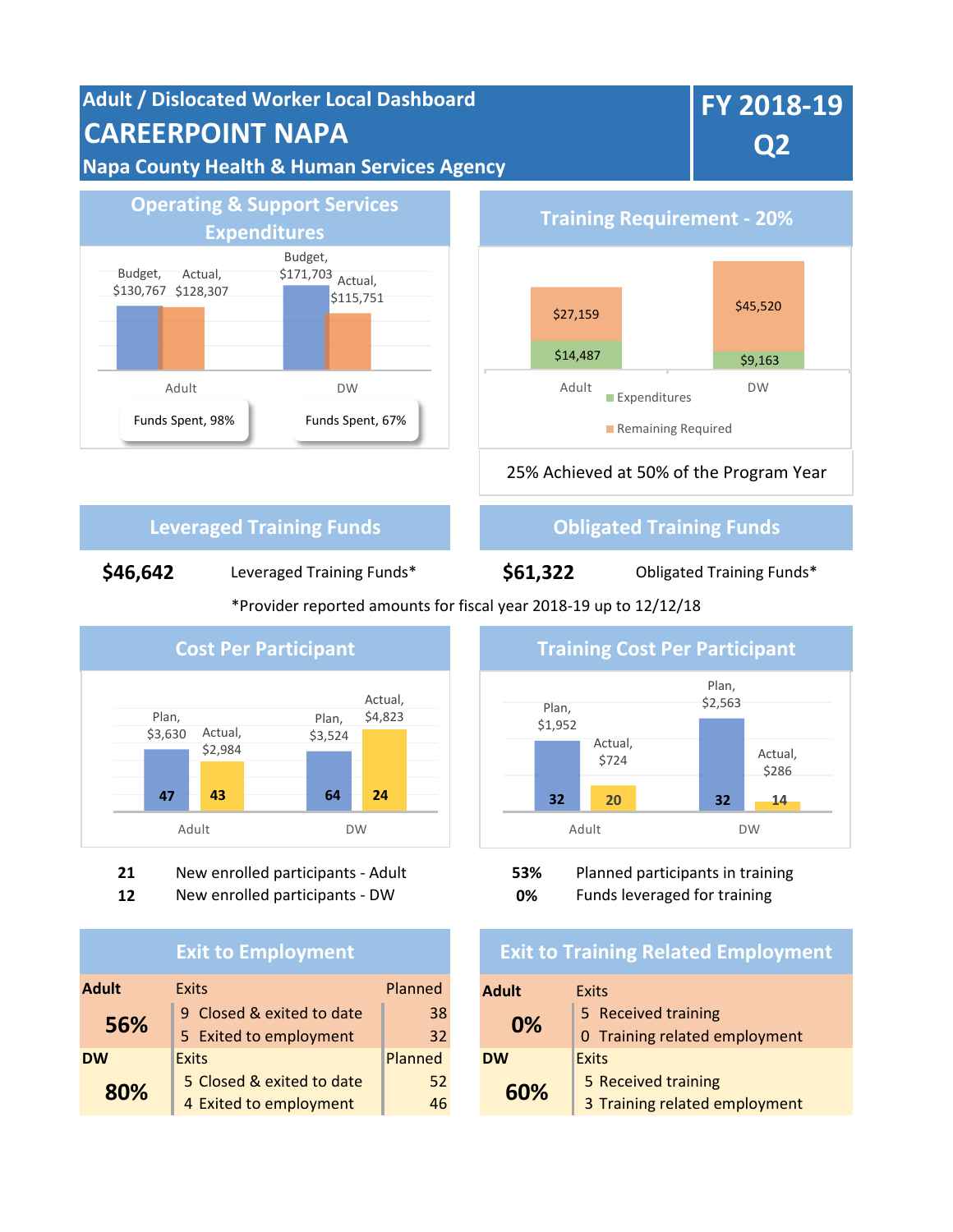# Adult / Dislocated Worker Local Dashboard

# CAREERPOINT NAPA

## Napa County Health & Human Services Agency

## FY 2018-19 Q2

## Operating & Support Services Expenditures

| | Budget | Actual | Funds Spent |
|---|---|---|---|
| Adult | $130,767 | $128,307 | 98% |
| DW | $171,703 | $115,751 | 67% |

## Training Requirement - 20%

| | Expenditures | Remaining Required |
|---|---|---|
| Adult | $14,487 | $27,159 |
| DW | $9,163 | $45,520 |

25% Achieved at 50% of the Program Year

## Leveraged Training Funds

**$46,642** Leveraged Training Funds*

## Obligated Training Funds

**$61,322** Obligated Training Funds*

*Provider reported amounts for fiscal year 2018-19 up to 12/12/18

## Cost Per Participant

| | Plan | Plan Participants | Actual | Actual Participants |
|---|---|---|---|---|
| Adult | $3,630 | 47 | $2,984 | 43 |
| DW | $3,524 | 64 | $4,823 | 24 |

**21** New enrolled participants - Adult

**12** New enrolled participants - DW

## Training Cost Per Participant

| | Plan | Plan Participants | Actual | Actual Participants |
|---|---|---|---|---|
| Adult | $1,952 | 32 | $724 | 20 |
| DW | $2,563 | 32 | $286 | 14 |

**53%** Planned participants in training

**0%** Funds leveraged for training

## Exit to Employment

| Adult | Exits | Planned |
|---|---|---|
| 56% | 9 Closed & exited to date | 38 |
| | 5 Exited to employment | 32 |
| **DW** | **Exits** | **Planned** |
| 80% | 5 Closed & exited to date | 52 |
| | 4 Exited to employment | 46 |

## Exit to Training Related Employment

| Adult | Exits |
|---|---|
| 0% | 5 Received training |
| | 0 Training related employment |
| **DW** | **Exits** |
| 60% | 5 Received training |
| | 3 Training related employment |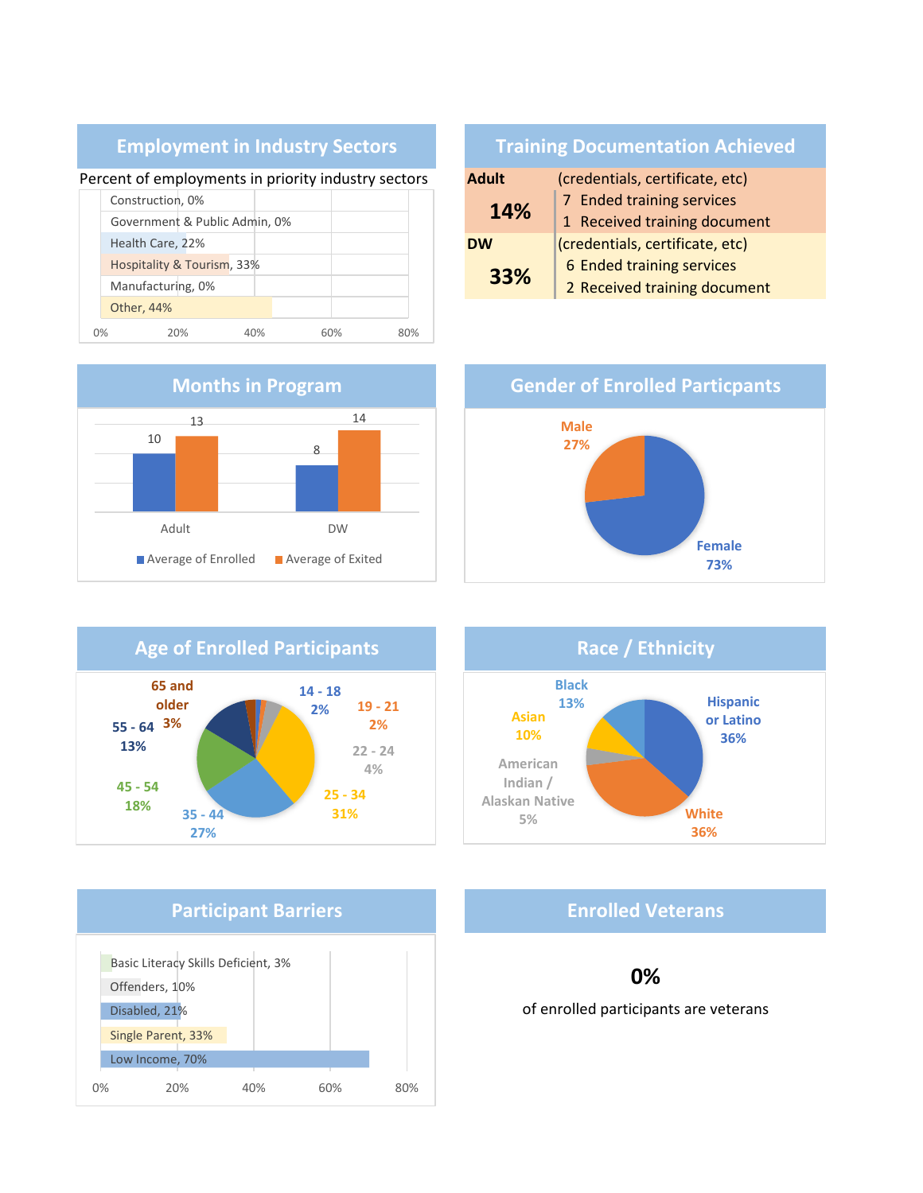## Employment in Industry Sectors

Percent of employments in priority industry sectors

Construction, 0%
Government & Public Admin, 0%
Health Care, 22%
Hospitality & Tourism, 33%
Manufacturing, 0%
Other, 44%

0% 20% 40% 60% 80%

## Training Documentation Achieved

| | |
|---|---|
| **Adult** | (credentials, certificate, etc) |
| **14%** | 7 Ended training services<br>1 Received training document |
| **DW** | (credentials, certificate, etc) |
| **33%** | 6 Ended training services<br>2 Received training document |

## Months in Program

Adult: 10, 13
DW: 8, 14

Average of Enrolled
Average of Exited

## Gender of Enrolled Partcipants

Male 27%
Female 73%

## Age of Enrolled Participants

65 and older 3%
14 - 18 2%
19 - 21 2%
22 - 24 4%
25 - 34 31%
35 - 44 27%
45 - 54 18%
55 - 64 13%

## Race / Ethnicity

Black 13%
Hispanic or Latino 36%
Asian 10%
American Indian / Alaskan Native 5%
White 36%

## Participant Barriers

Basic Literacy Skills Deficient, 3%
Offenders, 10%
Disabled, 21%
Single Parent, 33%
Low Income, 70%

0% 20% 40% 60% 80%

## Enrolled Veterans

**0%**

of enrolled participants are veterans